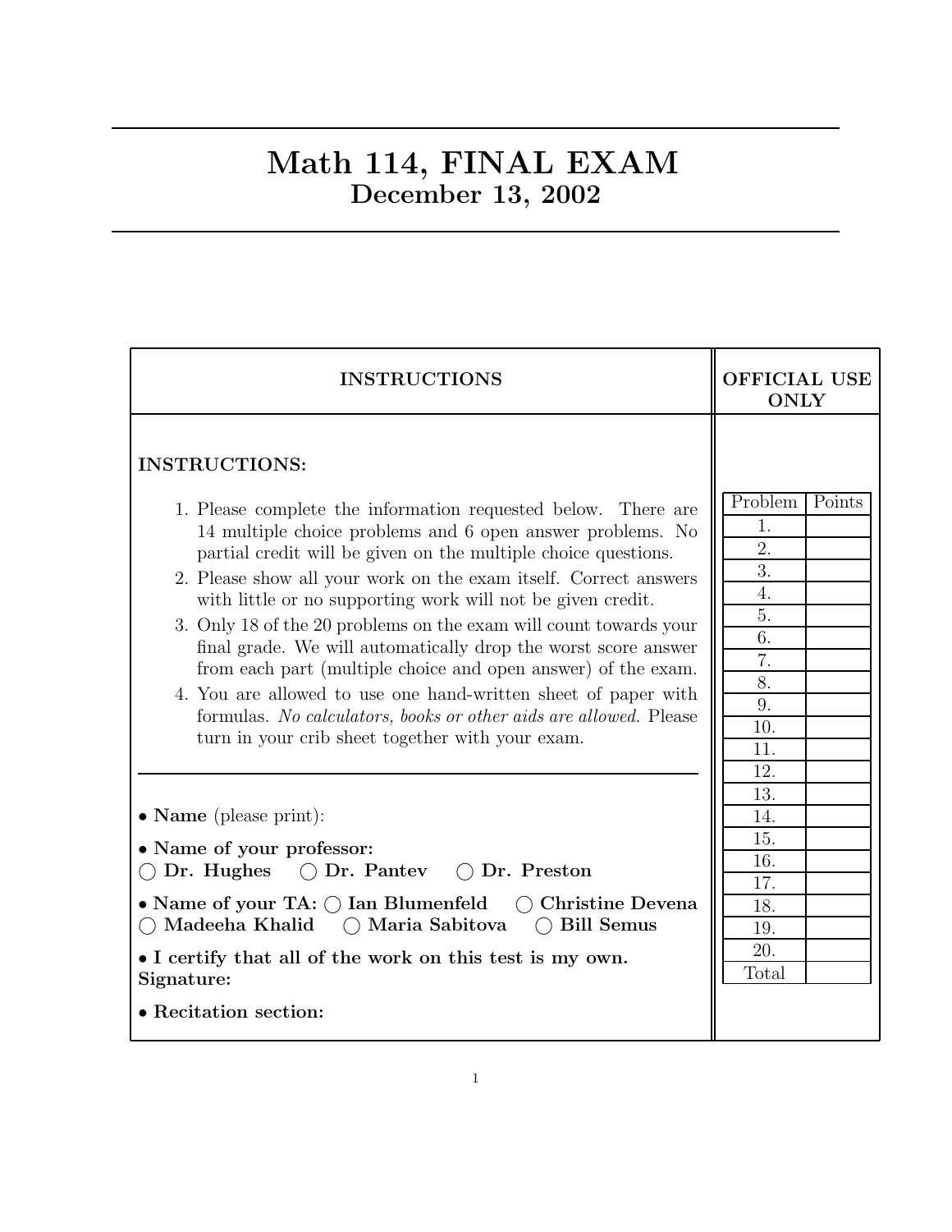# Math 114, FINAL EXAM
## December 13, 2002

| INSTRUCTIONS | OFFICIAL USE ONLY |
|---|---|

**INSTRUCTIONS:**

1. Please complete the information requested below. There are 14 multiple choice problems and 6 open answer problems. No partial credit will be given on the multiple choice questions.
2. Please show all your work on the exam itself. Correct answers with little or no supporting work will not be given credit.
3. Only 18 of the 20 problems on the exam will count towards your final grade. We will automatically drop the worst score answer from each part (multiple choice and open answer) of the exam.
4. You are allowed to use one hand-written sheet of paper with formulas. *No calculators, books or other aids are allowed.* Please turn in your crib sheet together with your exam.

---

• **Name** (please print):

• **Name of your professor:**
◯ **Dr. Hughes** ◯ **Dr. Pantev** ◯ **Dr. Preston**

• **Name of your TA:** ◯ **Ian Blumenfeld** ◯ **Christine Devena** ◯ **Madeeha Khalid** ◯ **Maria Sabitova** ◯ **Bill Semus**

• **I certify that all of the work on this test is my own.**
**Signature:**

• **Recitation section:**

| Problem | Points |
|---|---|
| 1. | |
| 2. | |
| 3. | |
| 4. | |
| 5. | |
| 6. | |
| 7. | |
| 8. | |
| 9. | |
| 10. | |
| 11. | |
| 12. | |
| 13. | |
| 14. | |
| 15. | |
| 16. | |
| 17. | |
| 18. | |
| 19. | |
| 20. | |
| Total | |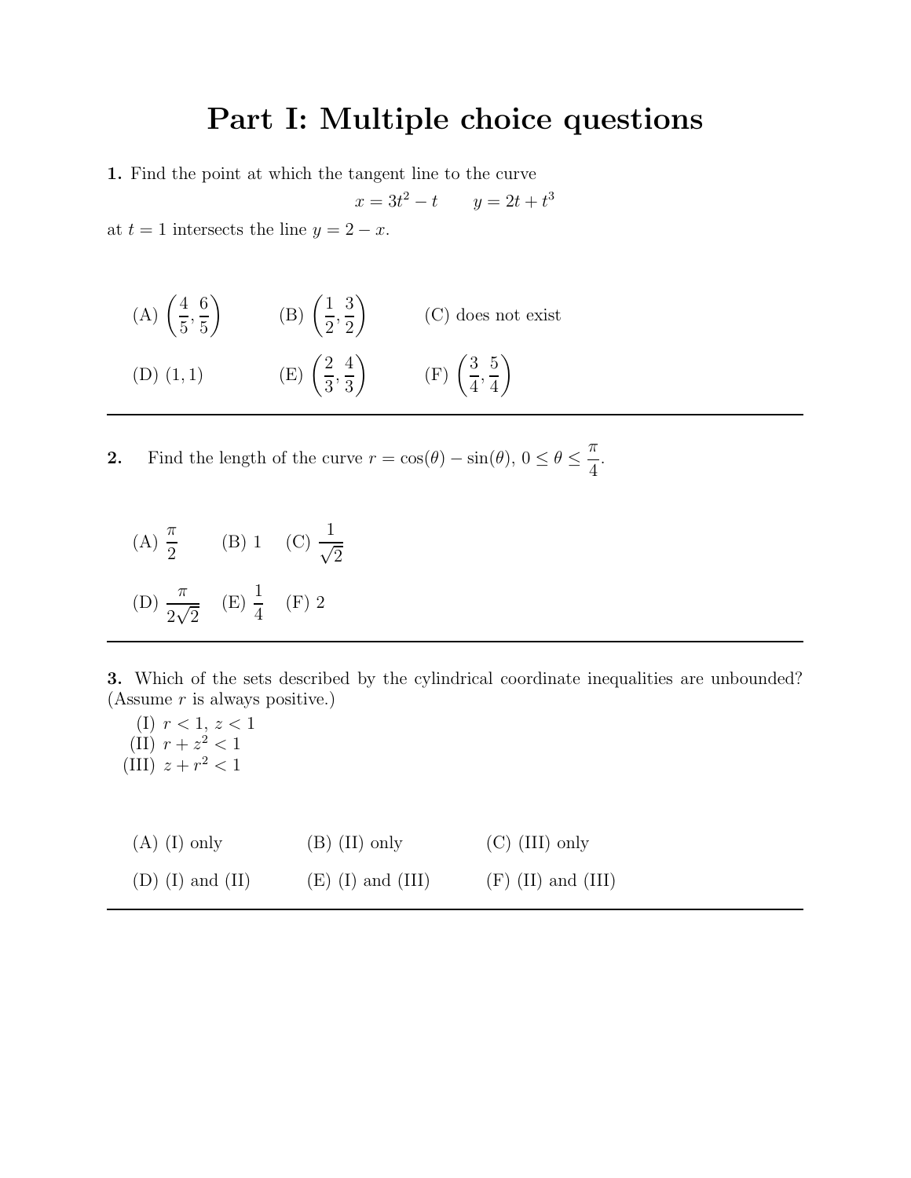# Part I: Multiple choice questions

**1.** Find the point at which the tangent line to the curve

$$x = 3t^2 - t \qquad y = 2t + t^3$$

at $t = 1$ intersects the line $y = 2 - x$.

(A) $\left(\frac{4}{5}, \frac{6}{5}\right)$ (B) $\left(\frac{1}{2}, \frac{3}{2}\right)$ (C) does not exist

(D) $(1, 1)$ (E) $\left(\frac{2}{3}, \frac{4}{3}\right)$ (F) $\left(\frac{3}{4}, \frac{5}{4}\right)$

---

**2.** Find the length of the curve $r = \cos(\theta) - \sin(\theta)$, $0 \le \theta \le \frac{\pi}{4}$.

(A) $\frac{\pi}{2}$ (B) 1 (C) $\frac{1}{\sqrt{2}}$

(D) $\frac{\pi}{2\sqrt{2}}$ (E) $\frac{1}{4}$ (F) 2

---

**3.** Which of the sets described by the cylindrical coordinate inequalities are unbounded? (Assume $r$ is always positive.)

(I) $r < 1$, $z < 1$
(II) $r + z^2 < 1$
(III) $z + r^2 < 1$

(A) (I) only (B) (II) only (C) (III) only

(D) (I) and (II) (E) (I) and (III) (F) (II) and (III)

---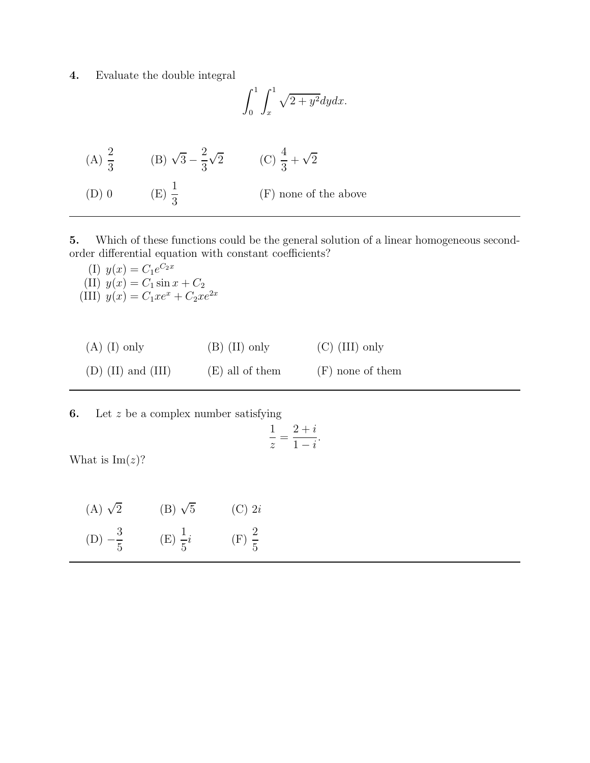**4.** Evaluate the double integral

$$\int_0^1 \int_x^1 \sqrt{2+y^2}dydx.$$

(A) $\frac{2}{3}$ (B) $\sqrt{3} - \frac{2}{3}\sqrt{2}$ (C) $\frac{4}{3} + \sqrt{2}$

(D) 0 (E) $\frac{1}{3}$ (F) none of the above

---

**5.** Which of these functions could be the general solution of a linear homogeneous second-order differential equation with constant coefficients?

(I) $y(x) = C_1 e^{C_2 x}$
(II) $y(x) = C_1 \sin x + C_2$
(III) $y(x) = C_1 x e^x + C_2 x e^{2x}$

(A) (I) only (B) (II) only (C) (III) only

(D) (II) and (III) (E) all of them (F) none of them

---

**6.** Let $z$ be a complex number satisfying

$$\frac{1}{z} = \frac{2+i}{1-i}.$$

What is $\text{Im}(z)$?

(A) $\sqrt{2}$ (B) $\sqrt{5}$ (C) $2i$

(D) $-\frac{3}{5}$ (E) $\frac{1}{5}i$ (F) $\frac{2}{5}$

---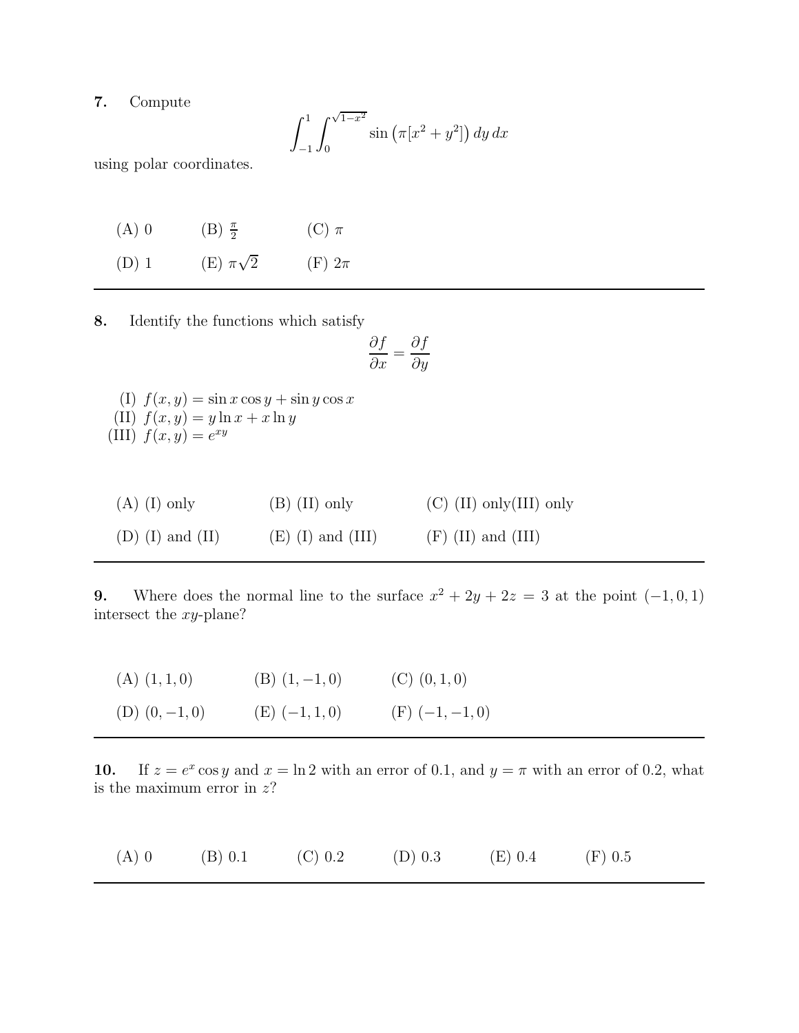**7.** Compute

$$\int_{-1}^{1} \int_{0}^{\sqrt{1-x^2}} \sin\left(\pi[x^2 + y^2]\right) dy\, dx$$

using polar coordinates.

(A) 0 (B) $\frac{\pi}{2}$ (C) $\pi$

(D) 1 (E) $\pi\sqrt{2}$ (F) $2\pi$

---

**8.** Identify the functions which satisfy

$$\frac{\partial f}{\partial x} = \frac{\partial f}{\partial y}$$

(I) $f(x, y) = \sin x \cos y + \sin y \cos x$
(II) $f(x, y) = y \ln x + x \ln y$
(III) $f(x, y) = e^{xy}$

(A) (I) only (B) (II) only (C) (II) only(III) only

(D) (I) and (II) (E) (I) and (III) (F) (II) and (III)

---

**9.** Where does the normal line to the surface $x^2 + 2y + 2z = 3$ at the point $(-1, 0, 1)$ intersect the $xy$-plane?

(A) $(1, 1, 0)$ (B) $(1, -1, 0)$ (C) $(0, 1, 0)$

(D) $(0, -1, 0)$ (E) $(-1, 1, 0)$ (F) $(-1, -1, 0)$

---

**10.** If $z = e^x \cos y$ and $x = \ln 2$ with an error of 0.1, and $y = \pi$ with an error of 0.2, what is the maximum error in $z$?

(A) 0 (B) 0.1 (C) 0.2 (D) 0.3 (E) 0.4 (F) 0.5

---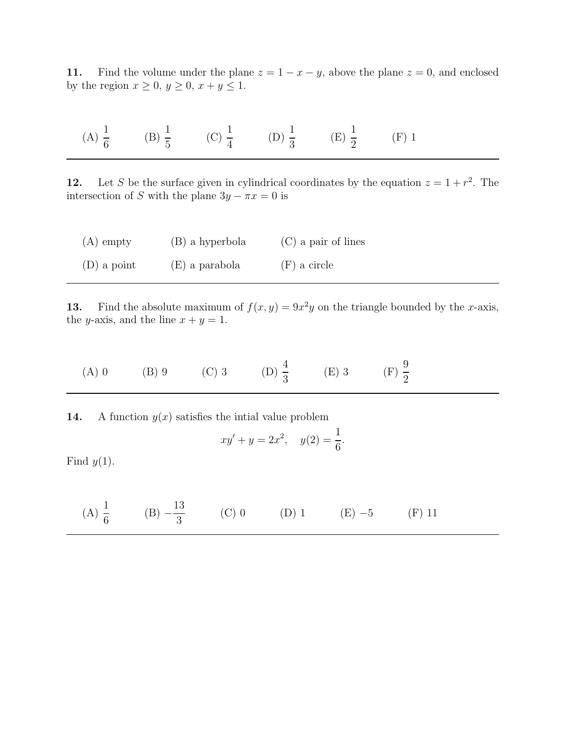**11.** Find the volume under the plane $z = 1 - x - y$, above the plane $z = 0$, and enclosed by the region $x \geq 0$, $y \geq 0$, $x + y \leq 1$.

(A) $\dfrac{1}{6}$ (B) $\dfrac{1}{5}$ (C) $\dfrac{1}{4}$ (D) $\dfrac{1}{3}$ (E) $\dfrac{1}{2}$ (F) 1

---

**12.** Let $S$ be the surface given in cylindrical coordinates by the equation $z = 1 + r^2$. The intersection of $S$ with the plane $3y - \pi x = 0$ is

(A) empty (B) a hyperbola (C) a pair of lines

(D) a point (E) a parabola (F) a circle

---

**13.** Find the absolute maximum of $f(x, y) = 9x^2y$ on the triangle bounded by the $x$-axis, the $y$-axis, and the line $x + y = 1$.

(A) 0 (B) 9 (C) 3 (D) $\dfrac{4}{3}$ (E) 3 (F) $\dfrac{9}{2}$

---

**14.** A function $y(x)$ satisfies the intial value problem

$$xy' + y = 2x^2, \quad y(2) = \frac{1}{6}.$$

Find $y(1)$.

(A) $\dfrac{1}{6}$ (B) $-\dfrac{13}{3}$ (C) 0 (D) 1 (E) $-5$ (F) 11

---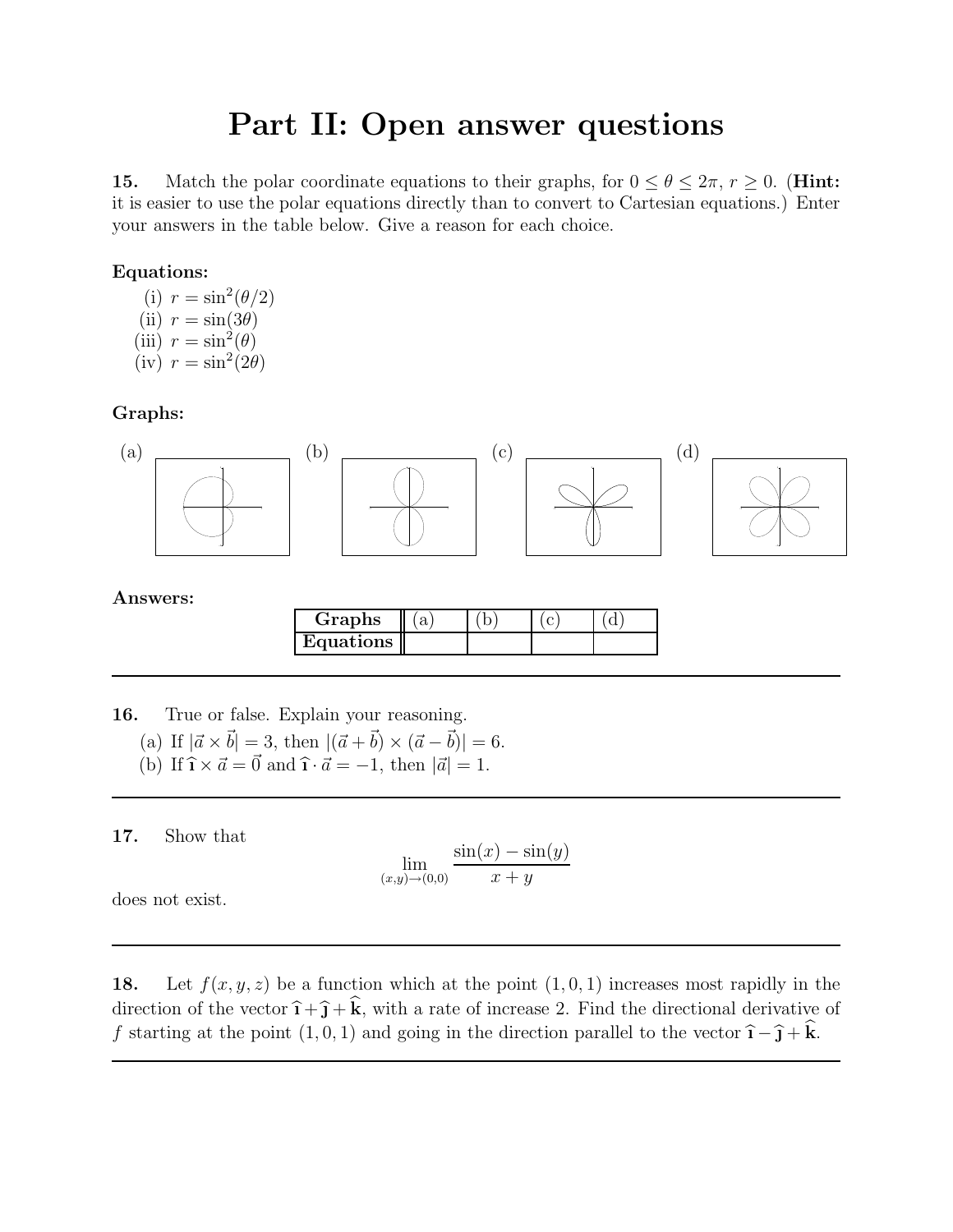# Part II: Open answer questions

**15.** Match the polar coordinate equations to their graphs, for $0 \le \theta \le 2\pi$, $r \ge 0$. (**Hint:** it is easier to use the polar equations directly than to convert to Cartesian equations.) Enter your answers in the table below. Give a reason for each choice.

**Equations:**

(i) $r = \sin^2(\theta/2)$
(ii) $r = \sin(3\theta)$
(iii) $r = \sin^2(\theta)$
(iv) $r = \sin^2(2\theta)$

**Graphs:**

(a) (b) (c) (d)

**Answers:**

| **Graphs** | (a) | (b) | (c) | (d) |
|---|---|---|---|---|
| **Equations** | | | | |

---

**16.** True or false. Explain your reasoning.

(a) If $|\vec{a} \times \vec{b}| = 3$, then $|(\vec{a} + \vec{b}) \times (\vec{a} - \vec{b})| = 6$.
(b) If $\hat{\imath} \times \vec{a} = \vec{0}$ and $\hat{\imath} \cdot \vec{a} = -1$, then $|\vec{a}| = 1$.

---

**17.** Show that

$$\lim_{(x,y)\to(0,0)} \frac{\sin(x) - \sin(y)}{x + y}$$

does not exist.

---

**18.** Let $f(x, y, z)$ be a function which at the point $(1, 0, 1)$ increases most rapidly in the direction of the vector $\hat{\imath} + \hat{\jmath} + \hat{\mathbf{k}}$, with a rate of increase 2. Find the directional derivative of $f$ starting at the point $(1, 0, 1)$ and going in the direction parallel to the vector $\hat{\imath} - \hat{\jmath} + \hat{\mathbf{k}}$.

---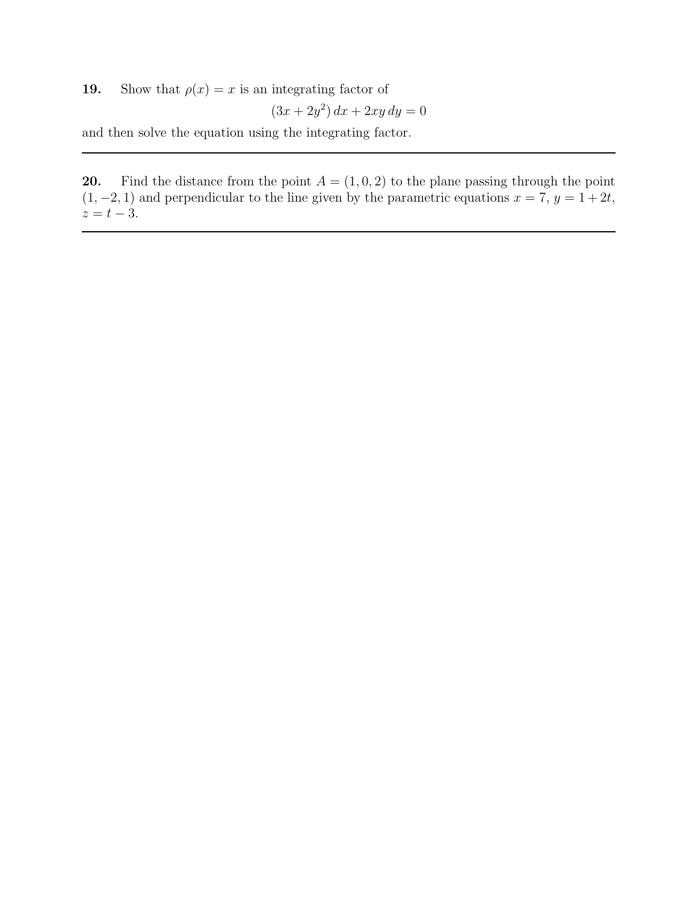**19.** Show that $\rho(x) = x$ is an integrating factor of

$$(3x + 2y^2)\,dx + 2xy\,dy = 0$$

and then solve the equation using the integrating factor.

---

**20.** Find the distance from the point $A = (1, 0, 2)$ to the plane passing through the point $(1, -2, 1)$ and perpendicular to the line given by the parametric equations $x = 7$, $y = 1 + 2t$, $z = t - 3$.

---